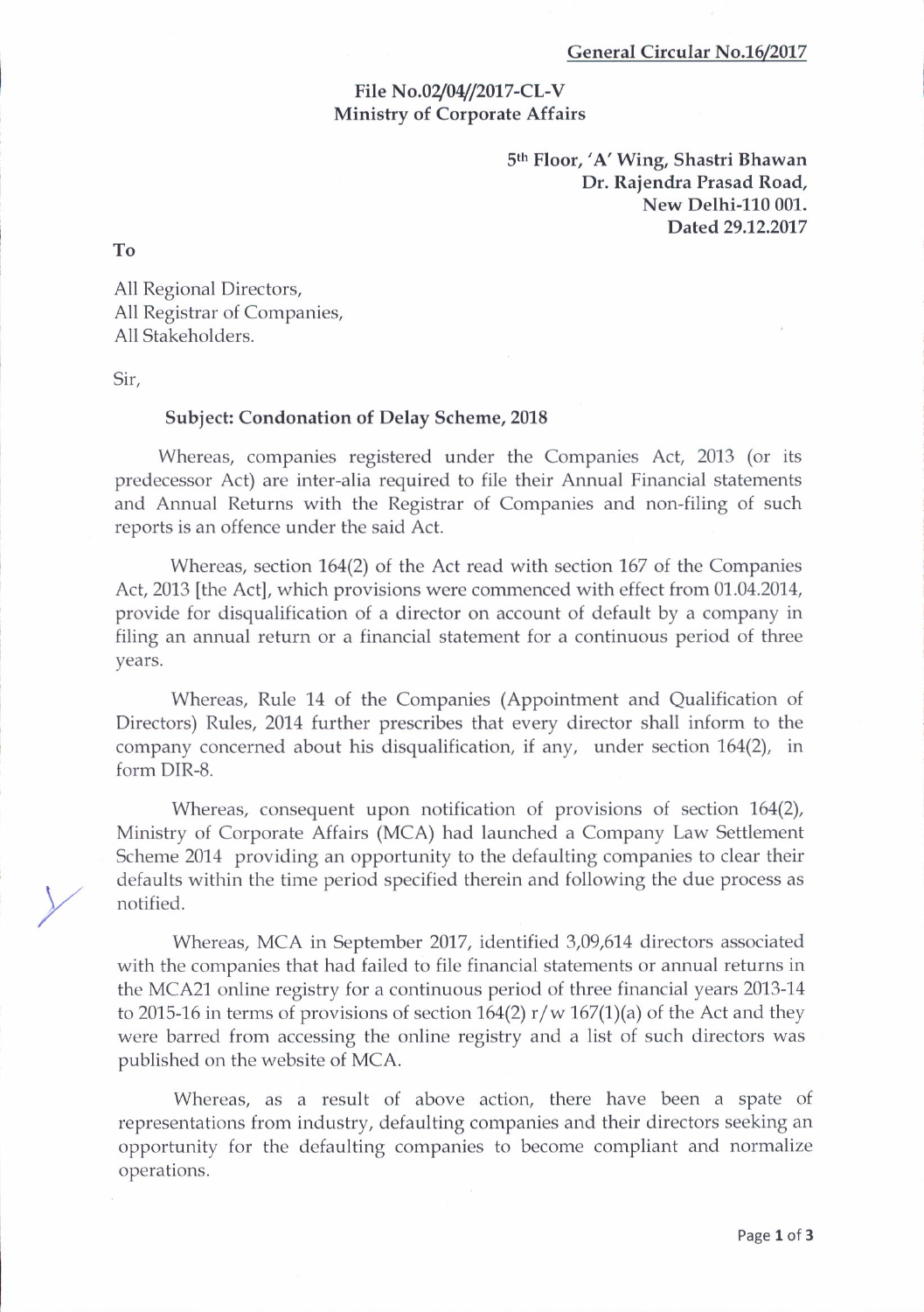**General Circular No.16/2017**

**File No.02/04//2017-CL-V**
**Ministry of Corporate Affairs**

**5th Floor, 'A' Wing, Shastri Bhawan**
**Dr. Rajendra Prasad Road,**
**New Delhi-110 001.**
**Dated 29.12.2017**

**To**

All Regional Directors,
All Registrar of Companies,
All Stakeholders.

Sir,

**Subject: Condonation of Delay Scheme, 2018**

Whereas, companies registered under the Companies Act, 2013 (or its predecessor Act) are inter-alia required to file their Annual Financial statements and Annual Returns with the Registrar of Companies and non-filing of such reports is an offence under the said Act.

Whereas, section 164(2) of the Act read with section 167 of the Companies Act, 2013 [the Act], which provisions were commenced with effect from 01.04.2014, provide for disqualification of a director on account of default by a company in filing an annual return or a financial statement for a continuous period of three years.

Whereas, Rule 14 of the Companies (Appointment and Qualification of Directors) Rules, 2014 further prescribes that every director shall inform to the company concerned about his disqualification, if any, under section 164(2), in form DIR-8.

Whereas, consequent upon notification of provisions of section 164(2), Ministry of Corporate Affairs (MCA) had launched a Company Law Settlement Scheme 2014 providing an opportunity to the defaulting companies to clear their defaults within the time period specified therein and following the due process as notified.

Whereas, MCA in September 2017, identified 3,09,614 directors associated with the companies that had failed to file financial statements or annual returns in the MCA21 online registry for a continuous period of three financial years 2013-14 to 2015-16 in terms of provisions of section 164(2) r/w 167(1)(a) of the Act and they were barred from accessing the online registry and a list of such directors was published on the website of MCA.

Whereas, as a result of above action, there have been a spate of representations from industry, defaulting companies and their directors seeking an opportunity for the defaulting companies to become compliant and normalize operations.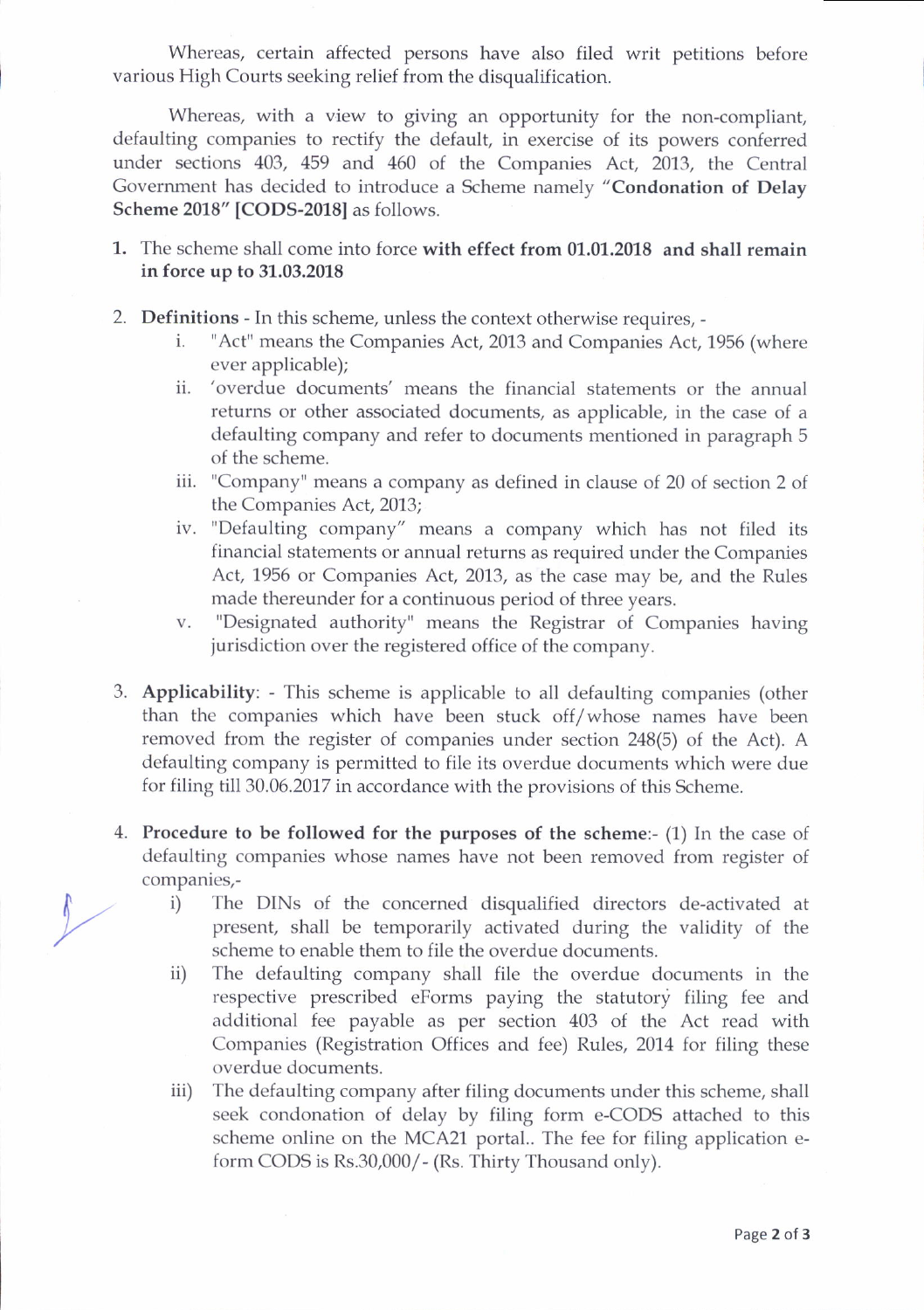Whereas, certain affected persons have also filed writ petitions before various High Courts seeking relief from the disqualification.

Whereas, with a view to giving an opportunity for the non-compliant, defaulting companies to rectify the default, in exercise of its powers conferred under sections 403, 459 and 460 of the Companies Act, 2013, the Central Government has decided to introduce a Scheme namely **"Condonation of Delay Scheme 2018" [CODS-2018]** as follows.

1. The scheme shall come into force **with effect from 01.01.2018 and shall remain in force up to 31.03.2018**

2. **Definitions** - In this scheme, unless the context otherwise requires, -
   i. "Act" means the Companies Act, 2013 and Companies Act, 1956 (where ever applicable);
   ii. 'overdue documents' means the financial statements or the annual returns or other associated documents, as applicable, in the case of a defaulting company and refer to documents mentioned in paragraph 5 of the scheme.
   iii. "Company" means a company as defined in clause of 20 of section 2 of the Companies Act, 2013;
   iv. "Defaulting company" means a company which has not filed its financial statements or annual returns as required under the Companies Act, 1956 or Companies Act, 2013, as the case may be, and the Rules made thereunder for a continuous period of three years.
   v. "Designated authority" means the Registrar of Companies having jurisdiction over the registered office of the company.

3. **Applicability**: - This scheme is applicable to all defaulting companies (other than the companies which have been stuck off/whose names have been removed from the register of companies under section 248(5) of the Act). A defaulting company is permitted to file its overdue documents which were due for filing till 30.06.2017 in accordance with the provisions of this Scheme.

4. **Procedure to be followed for the purposes of the scheme**:- (1) In the case of defaulting companies whose names have not been removed from register of companies,-
   i) The DINs of the concerned disqualified directors de-activated at present, shall be temporarily activated during the validity of the scheme to enable them to file the overdue documents.
   ii) The defaulting company shall file the overdue documents in the respective prescribed eForms paying the statutory filing fee and additional fee payable as per section 403 of the Act read with Companies (Registration Offices and fee) Rules, 2014 for filing these overdue documents.
   iii) The defaulting company after filing documents under this scheme, shall seek condonation of delay by filing form e-CODS attached to this scheme online on the MCA21 portal.. The fee for filing application e-form CODS is Rs.30,000/- (Rs. Thirty Thousand only).